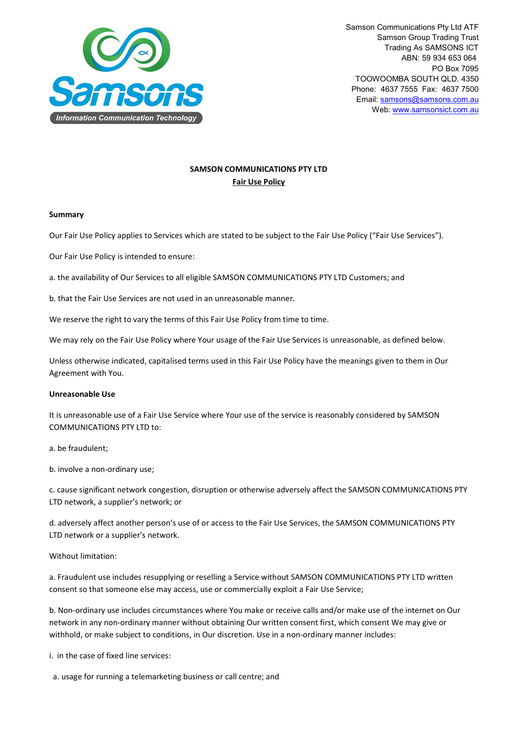Samson Communications Pty Ltd ATF
Samson Group Trading Trust
Trading As SAMSONS ICT
ABN: 59 934 653 064
PO Box 7095
TOOWOOMBA SOUTH QLD. 4350
Phone: 4637 7555 Fax: 4637 7500
Email: samsons@samsons.com.au
Web: www.samsonsict.com.au

# SAMSON COMMUNICATIONS PTY LTD

## Fair Use Policy

**Summary**

Our Fair Use Policy applies to Services which are stated to be subject to the Fair Use Policy ("Fair Use Services").

Our Fair Use Policy is intended to ensure:

a. the availability of Our Services to all eligible SAMSON COMMUNICATIONS PTY LTD Customers; and

b. that the Fair Use Services are not used in an unreasonable manner.

We reserve the right to vary the terms of this Fair Use Policy from time to time.

We may rely on the Fair Use Policy where Your usage of the Fair Use Services is unreasonable, as defined below.

Unless otherwise indicated, capitalised terms used in this Fair Use Policy have the meanings given to them in Our Agreement with You.

**Unreasonable Use**

It is unreasonable use of a Fair Use Service where Your use of the service is reasonably considered by SAMSON COMMUNICATIONS PTY LTD to:

a. be fraudulent;

b. involve a non-ordinary use;

c. cause significant network congestion, disruption or otherwise adversely affect the SAMSON COMMUNICATIONS PTY LTD network, a supplier's network; or

d. adversely affect another person's use of or access to the Fair Use Services, the SAMSON COMMUNICATIONS PTY LTD network or a supplier's network.

Without limitation:

a. Fraudulent use includes resupplying or reselling a Service without SAMSON COMMUNICATIONS PTY LTD written consent so that someone else may access, use or commercially exploit a Fair Use Service;

b. Non-ordinary use includes circumstances where You make or receive calls and/or make use of the internet on Our network in any non-ordinary manner without obtaining Our written consent first, which consent We may give or withhold, or make subject to conditions, in Our discretion. Use in a non-ordinary manner includes:

i. in the case of fixed line services:

a. usage for running a telemarketing business or call centre; and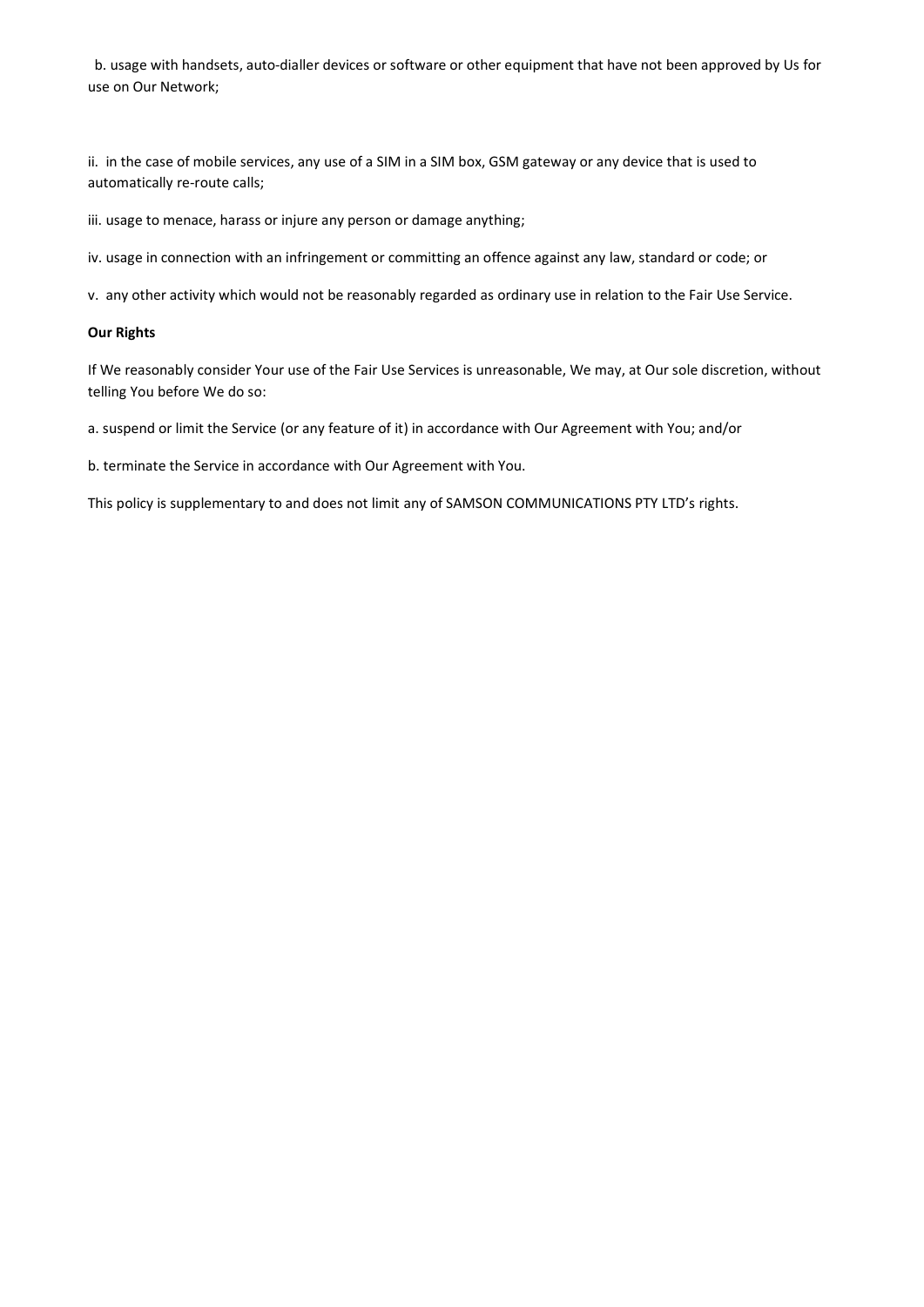b. usage with handsets, auto-dialler devices or software or other equipment that have not been approved by Us for use on Our Network;

ii. in the case of mobile services, any use of a SIM in a SIM box, GSM gateway or any device that is used to automatically re-route calls;

iii. usage to menace, harass or injure any person or damage anything;

iv. usage in connection with an infringement or committing an offence against any law, standard or code; or

v. any other activity which would not be reasonably regarded as ordinary use in relation to the Fair Use Service.

**Our Rights**

If We reasonably consider Your use of the Fair Use Services is unreasonable, We may, at Our sole discretion, without telling You before We do so:

a. suspend or limit the Service (or any feature of it) in accordance with Our Agreement with You; and/or

b. terminate the Service in accordance with Our Agreement with You.

This policy is supplementary to and does not limit any of SAMSON COMMUNICATIONS PTY LTD's rights.